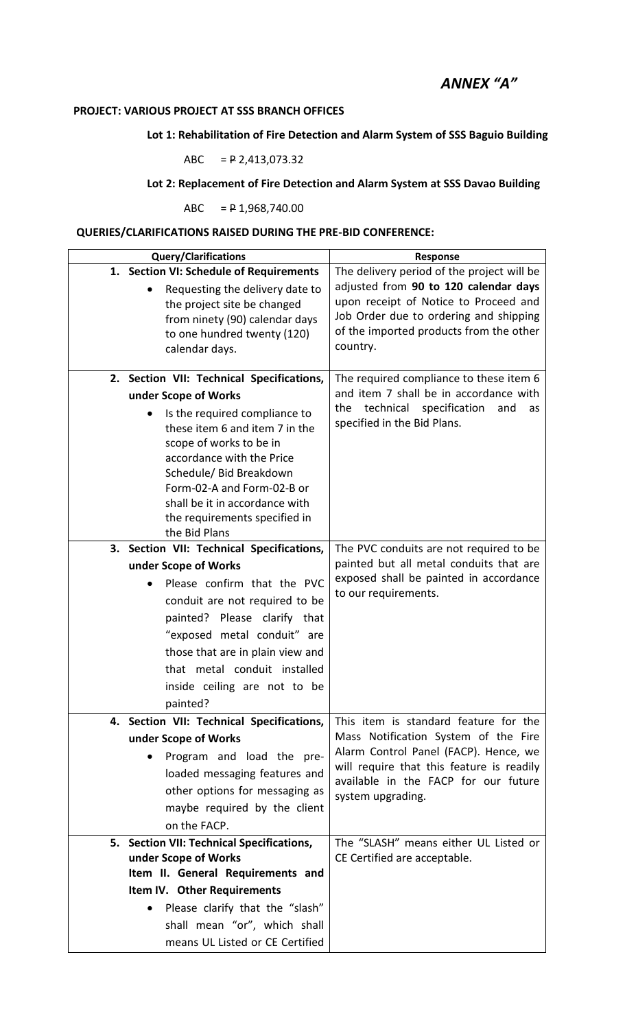# *ANNEX "A"*

**PROJECT: VARIOUS PROJECT AT SSS BRANCH OFFICES**

**Lot 1: Rehabilitation of Fire Detection and Alarm System of SSS Baguio Building**

ABC = ₱ 2,413,073.32

**Lot 2: Replacement of Fire Detection and Alarm System at SSS Davao Building**

ABC = ₱ 1,968,740.00

**QUERIES/CLARIFICATIONS RAISED DURING THE PRE-BID CONFERENCE:**

| Query/Clarifications | Response |
|---|---|
| 1. **Section VI: Schedule of Requirements**<br>• Requesting the delivery date to the project site be changed from ninety (90) calendar days to one hundred twenty (120) calendar days. | The delivery period of the project will be adjusted from **90 to 120 calendar days** upon receipt of Notice to Proceed and Job Order due to ordering and shipping of the imported products from the other country. |
| 2. **Section VII: Technical Specifications, under Scope of Works**<br>• Is the required compliance to these item 6 and item 7 in the scope of works to be in accordance with the Price Schedule/ Bid Breakdown Form-02-A and Form-02-B or shall be it in accordance with the requirements specified in the Bid Plans | The required compliance to these item 6 and item 7 shall be in accordance with the technical specification and as specified in the Bid Plans. |
| 3. **Section VII: Technical Specifications, under Scope of Works**<br>• Please confirm that the PVC conduit are not required to be painted? Please clarify that "exposed metal conduit" are those that are in plain view and that metal conduit installed inside ceiling are not to be painted? | The PVC conduits are not required to be painted but all metal conduits that are exposed shall be painted in accordance to our requirements. |
| 4. **Section VII: Technical Specifications, under Scope of Works**<br>• Program and load the pre-loaded messaging features and other options for messaging as maybe required by the client on the FACP. | This item is standard feature for the Mass Notification System of the Fire Alarm Control Panel (FACP). Hence, we will require that this feature is readily available in the FACP for our future system upgrading. |
| 5. **Section VII: Technical Specifications, under Scope of Works**<br>**Item II. General Requirements and Item IV. Other Requirements**<br>• Please clarify that the "slash" shall mean "or", which shall means UL Listed or CE Certified | The "SLASH" means either UL Listed or CE Certified are acceptable. |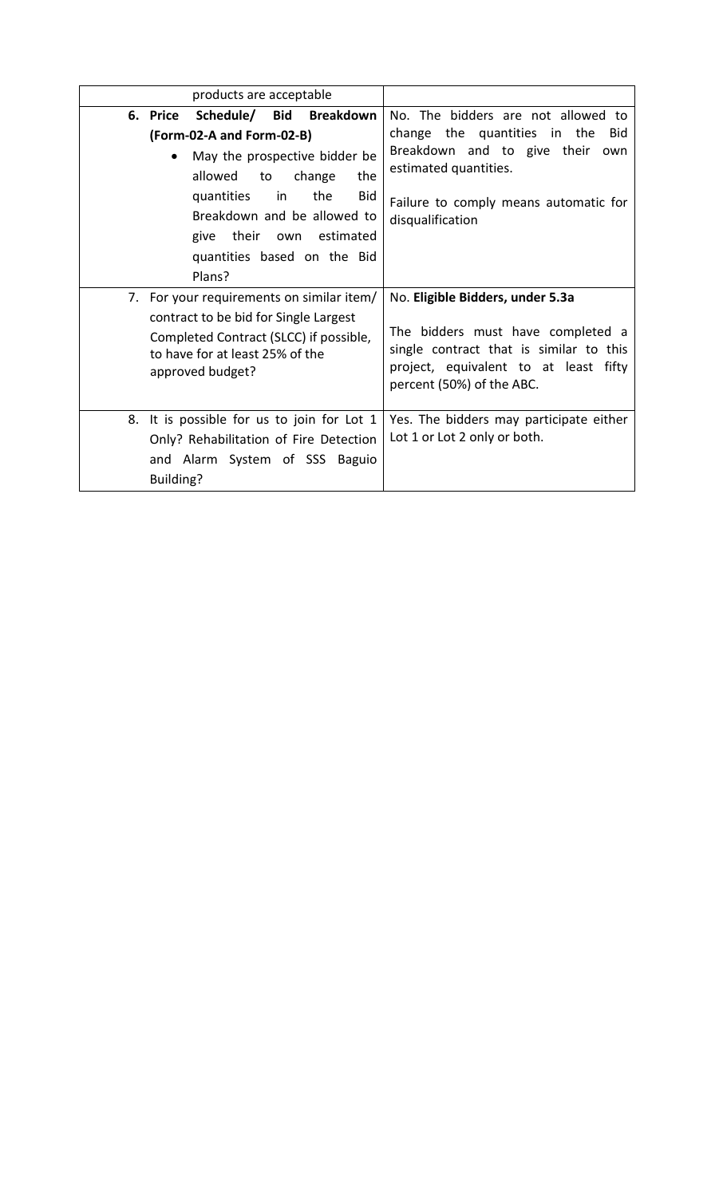| | |
|---|---|
| products are acceptable | |
| **6. Price Schedule/ Bid Breakdown (Form-02-A and Form-02-B)**<br>• May the prospective bidder be allowed to change the quantities in the Bid Breakdown and be allowed to give their own estimated quantities based on the Bid Plans? | No. The bidders are not allowed to change the quantities in the Bid Breakdown and to give their own estimated quantities.<br><br>Failure to comply means automatic for disqualification |
| 7. For your requirements on similar item/ contract to be bid for Single Largest Completed Contract (SLCC) if possible, to have for at least 25% of the approved budget? | No. **Eligible Bidders, under 5.3a**<br><br>The bidders must have completed a single contract that is similar to this project, equivalent to at least fifty percent (50%) of the ABC. |
| 8. It is possible for us to join for Lot 1 Only? Rehabilitation of Fire Detection and Alarm System of SSS Baguio Building? | Yes. The bidders may participate either Lot 1 or Lot 2 only or both. |